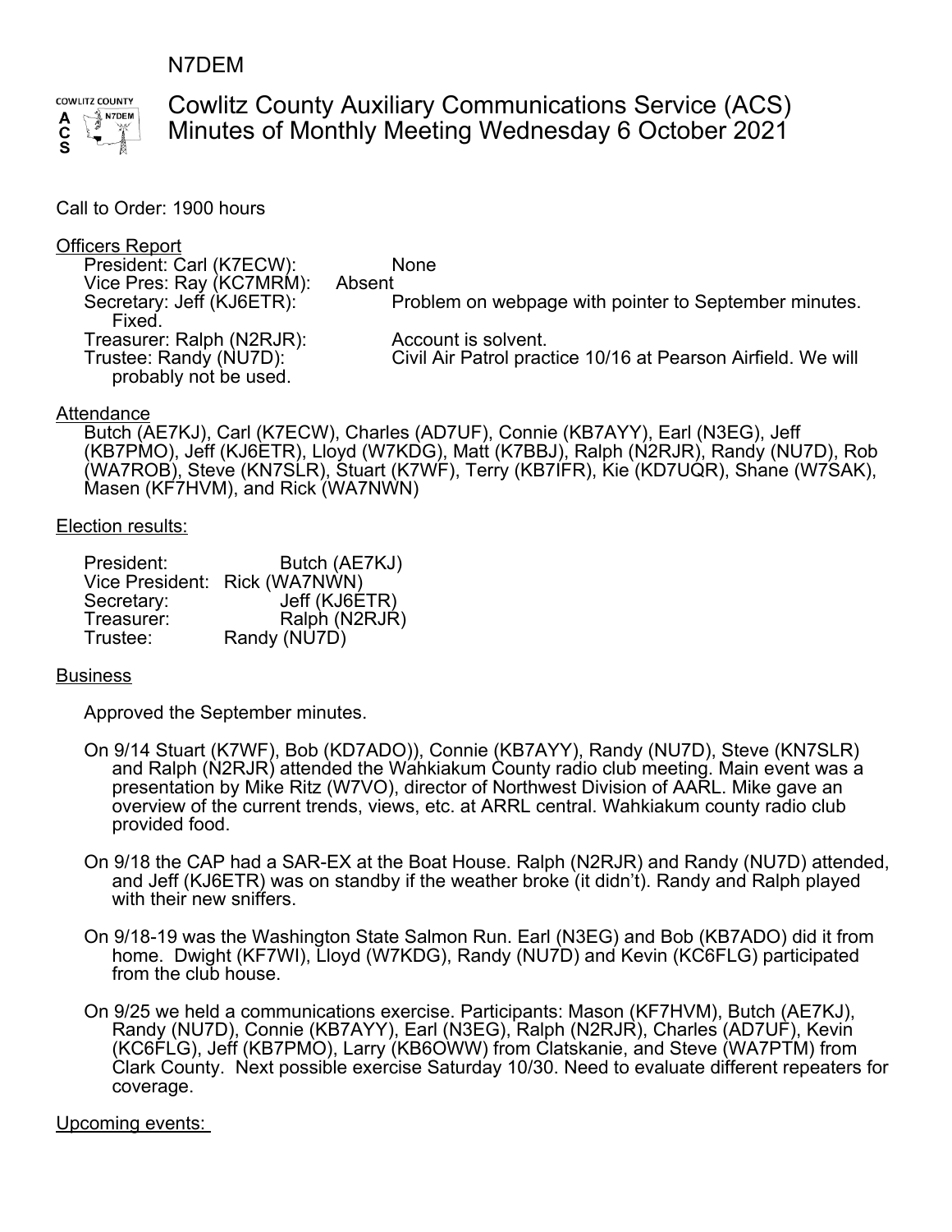N7DEM

# Cowlitz County Auxiliary Communications Service (ACS)
# Minutes of Monthly Meeting Wednesday 6 October 2021

Call to Order: 1900 hours

Officers Report

- President: Carl (K7ECW): None
- Vice Pres: Ray (KC7MRM): Absent
- Secretary: Jeff (KJ6ETR): Problem on webpage with pointer to September minutes. Fixed.
- Treasurer: Ralph (N2RJR): Account is solvent.
- Trustee: Randy (NU7D): Civil Air Patrol practice 10/16 at Pearson Airfield. We will probably not be used.

Attendance

Butch (AE7KJ), Carl (K7ECW), Charles (AD7UF), Connie (KB7AYY), Earl (N3EG), Jeff (KB7PMO), Jeff (KJ6ETR), Lloyd (W7KDG), Matt (K7BBJ), Ralph (N2RJR), Randy (NU7D), Rob (WA7ROB), Steve (KN7SLR), Stuart (K7WF), Terry (KB7IFR), Kie (KD7UQR), Shane (W7SAK), Masen (KF7HVM), and Rick (WA7NWN)

Election results:

| | |
|---|---|
| President: | Butch (AE7KJ) |
| Vice President: | Rick (WA7NWN) |
| Secretary: | Jeff (KJ6ETR) |
| Treasurer: | Ralph (N2RJR) |
| Trustee: | Randy (NU7D) |

Business

Approved the September minutes.

On 9/14 Stuart (K7WF), Bob (KD7ADO)), Connie (KB7AYY), Randy (NU7D), Steve (KN7SLR) and Ralph (N2RJR) attended the Wahkiakum County radio club meeting. Main event was a presentation by Mike Ritz (W7VO), director of Northwest Division of AARL. Mike gave an overview of the current trends, views, etc. at ARRL central. Wahkiakum county radio club provided food.

On 9/18 the CAP had a SAR-EX at the Boat House. Ralph (N2RJR) and Randy (NU7D) attended, and Jeff (KJ6ETR) was on standby if the weather broke (it didn't). Randy and Ralph played with their new sniffers.

On 9/18-19 was the Washington State Salmon Run. Earl (N3EG) and Bob (KB7ADO) did it from home. Dwight (KF7WI), Lloyd (W7KDG), Randy (NU7D) and Kevin (KC6FLG) participated from the club house.

On 9/25 we held a communications exercise. Participants: Mason (KF7HVM), Butch (AE7KJ), Randy (NU7D), Connie (KB7AYY), Earl (N3EG), Ralph (N2RJR), Charles (AD7UF), Kevin (KC6FLG), Jeff (KB7PMO), Larry (KB6OWW) from Clatskanie, and Steve (WA7PTM) from Clark County. Next possible exercise Saturday 10/30. Need to evaluate different repeaters for coverage.

Upcoming events: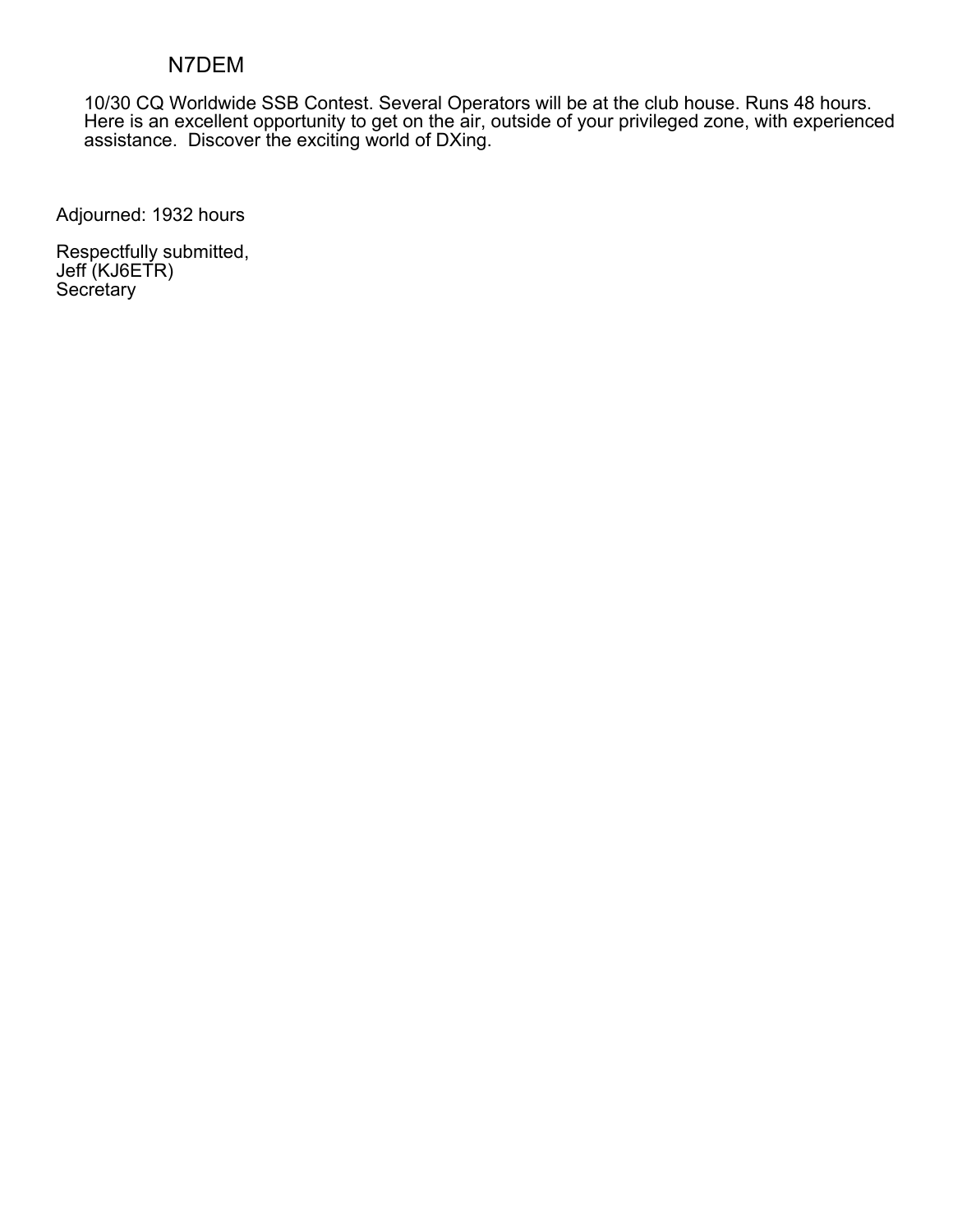N7DEM

10/30 CQ Worldwide SSB Contest. Several Operators will be at the club house. Runs 48 hours. Here is an excellent opportunity to get on the air, outside of your privileged zone, with experienced assistance.  Discover the exciting world of DXing.

Adjourned: 1932 hours

Respectfully submitted,
Jeff (KJ6ETR)
Secretary